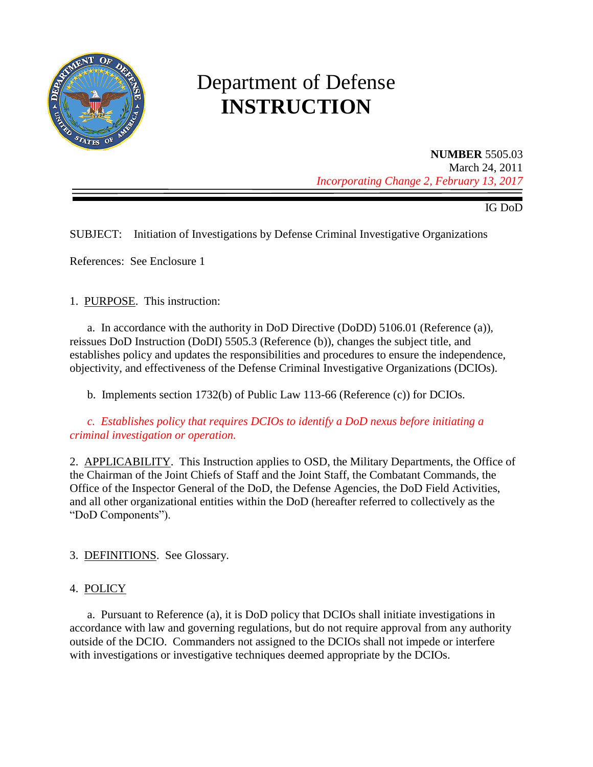# Department of Defense
# INSTRUCTION

**NUMBER** 5505.03
March 24, 2011
*Incorporating Change 2, February 13, 2017*

IG DoD

SUBJECT: Initiation of Investigations by Defense Criminal Investigative Organizations

References: See Enclosure 1

1. PURPOSE. This instruction:

   a. In accordance with the authority in DoD Directive (DoDD) 5106.01 (Reference (a)), reissues DoD Instruction (DoDI) 5505.3 (Reference (b)), changes the subject title, and establishes policy and updates the responsibilities and procedures to ensure the independence, objectivity, and effectiveness of the Defense Criminal Investigative Organizations (DCIOs).

   b. Implements section 1732(b) of Public Law 113-66 (Reference (c)) for DCIOs.

   *c. Establishes policy that requires DCIOs to identify a DoD nexus before initiating a criminal investigation or operation.*

2. APPLICABILITY. This Instruction applies to OSD, the Military Departments, the Office of the Chairman of the Joint Chiefs of Staff and the Joint Staff, the Combatant Commands, the Office of the Inspector General of the DoD, the Defense Agencies, the DoD Field Activities, and all other organizational entities within the DoD (hereafter referred to collectively as the "DoD Components").

3. DEFINITIONS. See Glossary.

4. POLICY

   a. Pursuant to Reference (a), it is DoD policy that DCIOs shall initiate investigations in accordance with law and governing regulations, but do not require approval from any authority outside of the DCIO. Commanders not assigned to the DCIOs shall not impede or interfere with investigations or investigative techniques deemed appropriate by the DCIOs.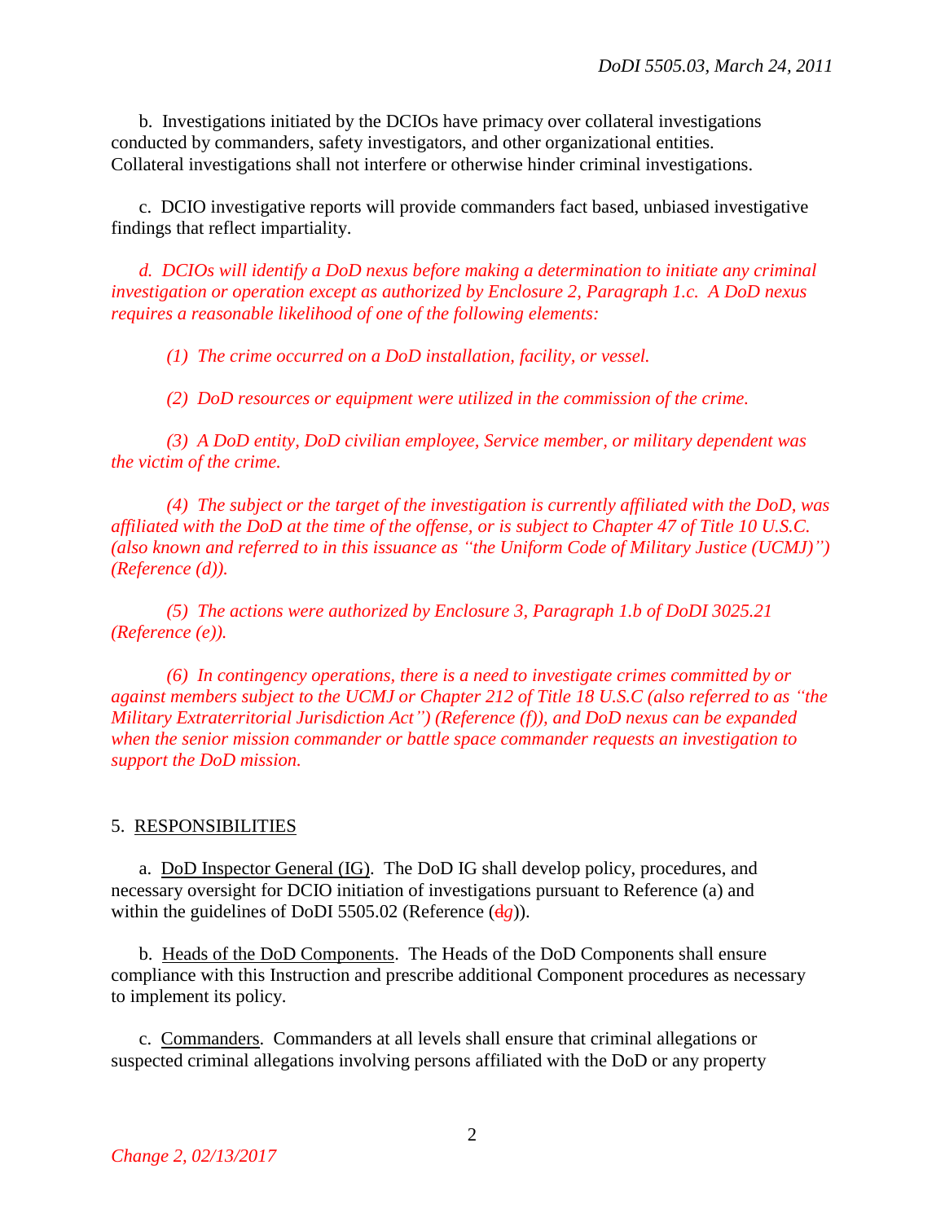b. Investigations initiated by the DCIOs have primacy over collateral investigations conducted by commanders, safety investigators, and other organizational entities. Collateral investigations shall not interfere or otherwise hinder criminal investigations.

c. DCIO investigative reports will provide commanders fact based, unbiased investigative findings that reflect impartiality.

*d. DCIOs will identify a DoD nexus before making a determination to initiate any criminal investigation or operation except as authorized by Enclosure 2, Paragraph 1.c. A DoD nexus requires a reasonable likelihood of one of the following elements:*

*(1) The crime occurred on a DoD installation, facility, or vessel.*

*(2) DoD resources or equipment were utilized in the commission of the crime.*

*(3) A DoD entity, DoD civilian employee, Service member, or military dependent was the victim of the crime.*

*(4) The subject or the target of the investigation is currently affiliated with the DoD, was affiliated with the DoD at the time of the offense, or is subject to Chapter 47 of Title 10 U.S.C. (also known and referred to in this issuance as "the Uniform Code of Military Justice (UCMJ)") (Reference (d)).*

*(5) The actions were authorized by Enclosure 3, Paragraph 1.b of DoDI 3025.21 (Reference (e)).*

*(6) In contingency operations, there is a need to investigate crimes committed by or against members subject to the UCMJ or Chapter 212 of Title 18 U.S.C (also referred to as "the Military Extraterritorial Jurisdiction Act") (Reference (f)), and DoD nexus can be expanded when the senior mission commander or battle space commander requests an investigation to support the DoD mission.*

5. RESPONSIBILITIES

a. DoD Inspector General (IG). The DoD IG shall develop policy, procedures, and necessary oversight for DCIO initiation of investigations pursuant to Reference (a) and within the guidelines of DoDI 5505.02 (Reference (~~d~~*g*)).

b. Heads of the DoD Components. The Heads of the DoD Components shall ensure compliance with this Instruction and prescribe additional Component procedures as necessary to implement its policy.

c. Commanders. Commanders at all levels shall ensure that criminal allegations or suspected criminal allegations involving persons affiliated with the DoD or any property

*Change 2, 02/13/2017*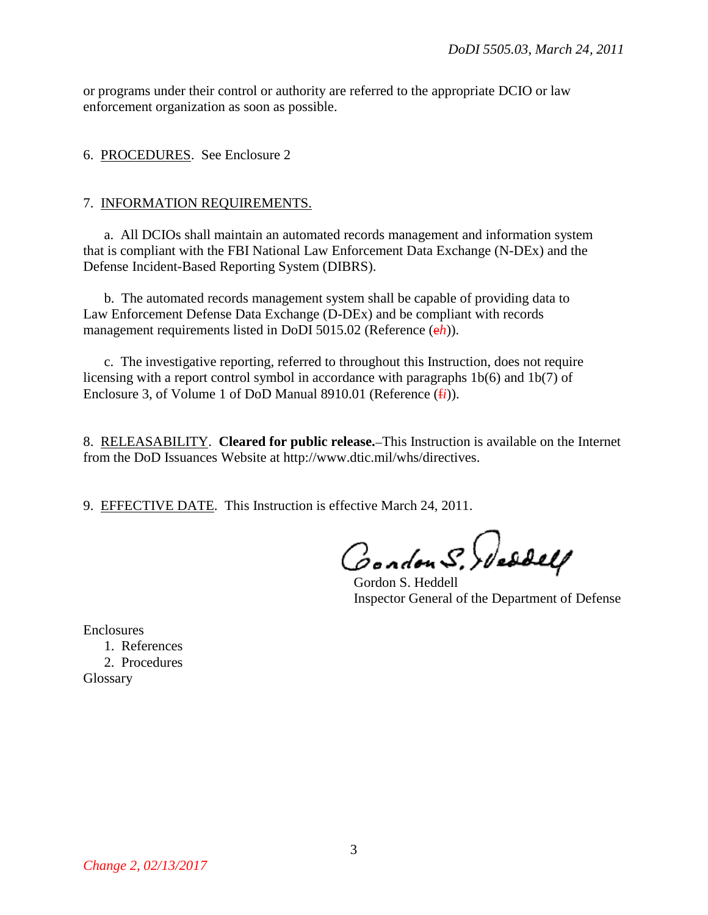or programs under their control or authority are referred to the appropriate DCIO or law enforcement organization as soon as possible.

6. PROCEDURES. See Enclosure 2

7. INFORMATION REQUIREMENTS.

a. All DCIOs shall maintain an automated records management and information system that is compliant with the FBI National Law Enforcement Data Exchange (N-DEx) and the Defense Incident-Based Reporting System (DIBRS).

b. The automated records management system shall be capable of providing data to Law Enforcement Defense Data Exchange (D-DEx) and be compliant with records management requirements listed in DoDI 5015.02 (Reference (~~e~~*h*)).

c. The investigative reporting, referred to throughout this Instruction, does not require licensing with a report control symbol in accordance with paragraphs 1b(6) and 1b(7) of Enclosure 3, of Volume 1 of DoD Manual 8910.01 (Reference (~~f~~*i*)).

8. RELEASABILITY. **Cleared for public release.** This Instruction is available on the Internet from the DoD Issuances Website at http://www.dtic.mil/whs/directives.

9. EFFECTIVE DATE. This Instruction is effective March 24, 2011.

Gordon S. Heddell
Inspector General of the Department of Defense

Enclosures
1. References
2. Procedures
Glossary

*Change 2, 02/13/2017*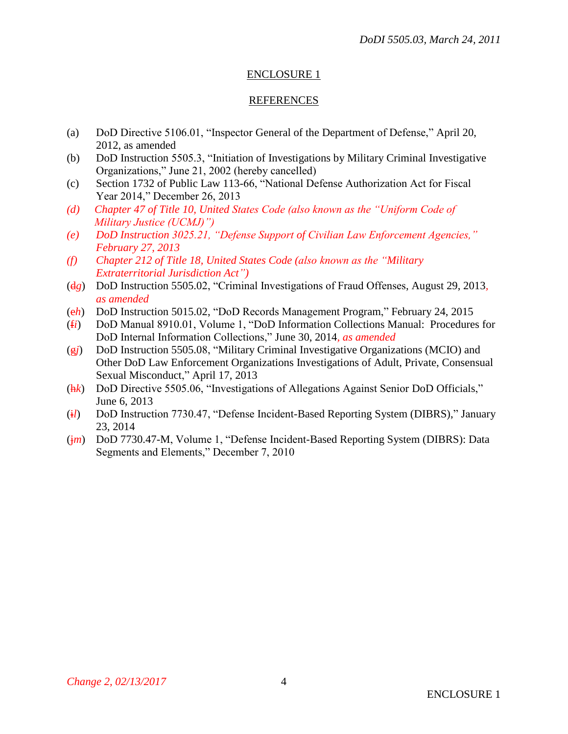## ENCLOSURE 1

## REFERENCES

(a) DoD Directive 5106.01, "Inspector General of the Department of Defense," April 20, 2012, as amended

(b) DoD Instruction 5505.3, "Initiation of Investigations by Military Criminal Investigative Organizations," June 21, 2002 (hereby cancelled)

(c) Section 1732 of Public Law 113-66, "National Defense Authorization Act for Fiscal Year 2014," December 26, 2013

*(d) Chapter 47 of Title 10, United States Code (also known as the "Uniform Code of Military Justice (UCMJ)")*

*(e) DoD Instruction 3025.21, "Defense Support of Civilian Law Enforcement Agencies," February 27, 2013*

*(f) Chapter 212 of Title 18, United States Code (also known as the "Military Extraterritorial Jurisdiction Act")*

(~~d~~*g*) DoD Instruction 5505.02, "Criminal Investigations of Fraud Offenses, August 29, 2013*, as amended*

(~~e~~*h*) DoD Instruction 5015.02, "DoD Records Management Program," February 24, 2015

(~~f~~*i*) DoD Manual 8910.01, Volume 1, "DoD Information Collections Manual: Procedures for DoD Internal Information Collections," June 30, 2014*, as amended*

(~~g~~*j*) DoD Instruction 5505.08, "Military Criminal Investigative Organizations (MCIO) and Other DoD Law Enforcement Organizations Investigations of Adult, Private, Consensual Sexual Misconduct," April 17, 2013

(~~h~~*k*) DoD Directive 5505.06, "Investigations of Allegations Against Senior DoD Officials," June 6, 2013

(~~i~~*l*) DoD Instruction 7730.47, "Defense Incident-Based Reporting System (DIBRS)," January 23, 2014

(~~j~~*m*) DoD 7730.47-M, Volume 1, "Defense Incident-Based Reporting System (DIBRS): Data Segments and Elements," December 7, 2010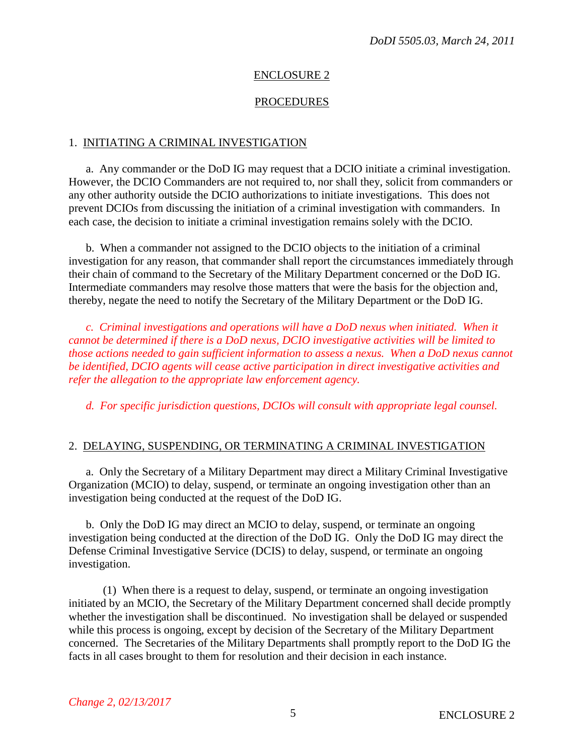## ENCLOSURE 2

## PROCEDURES

### 1. INITIATING A CRIMINAL INVESTIGATION

a. Any commander or the DoD IG may request that a DCIO initiate a criminal investigation. However, the DCIO Commanders are not required to, nor shall they, solicit from commanders or any other authority outside the DCIO authorizations to initiate investigations. This does not prevent DCIOs from discussing the initiation of a criminal investigation with commanders. In each case, the decision to initiate a criminal investigation remains solely with the DCIO.

b. When a commander not assigned to the DCIO objects to the initiation of a criminal investigation for any reason, that commander shall report the circumstances immediately through their chain of command to the Secretary of the Military Department concerned or the DoD IG. Intermediate commanders may resolve those matters that were the basis for the objection and, thereby, negate the need to notify the Secretary of the Military Department or the DoD IG.

*c. Criminal investigations and operations will have a DoD nexus when initiated. When it cannot be determined if there is a DoD nexus, DCIO investigative activities will be limited to those actions needed to gain sufficient information to assess a nexus. When a DoD nexus cannot be identified, DCIO agents will cease active participation in direct investigative activities and refer the allegation to the appropriate law enforcement agency.*

*d. For specific jurisdiction questions, DCIOs will consult with appropriate legal counsel.*

### 2. DELAYING, SUSPENDING, OR TERMINATING A CRIMINAL INVESTIGATION

a. Only the Secretary of a Military Department may direct a Military Criminal Investigative Organization (MCIO) to delay, suspend, or terminate an ongoing investigation other than an investigation being conducted at the request of the DoD IG.

b. Only the DoD IG may direct an MCIO to delay, suspend, or terminate an ongoing investigation being conducted at the direction of the DoD IG. Only the DoD IG may direct the Defense Criminal Investigative Service (DCIS) to delay, suspend, or terminate an ongoing investigation.

(1) When there is a request to delay, suspend, or terminate an ongoing investigation initiated by an MCIO, the Secretary of the Military Department concerned shall decide promptly whether the investigation shall be discontinued. No investigation shall be delayed or suspended while this process is ongoing, except by decision of the Secretary of the Military Department concerned. The Secretaries of the Military Departments shall promptly report to the DoD IG the facts in all cases brought to them for resolution and their decision in each instance.

*Change 2, 02/13/2017*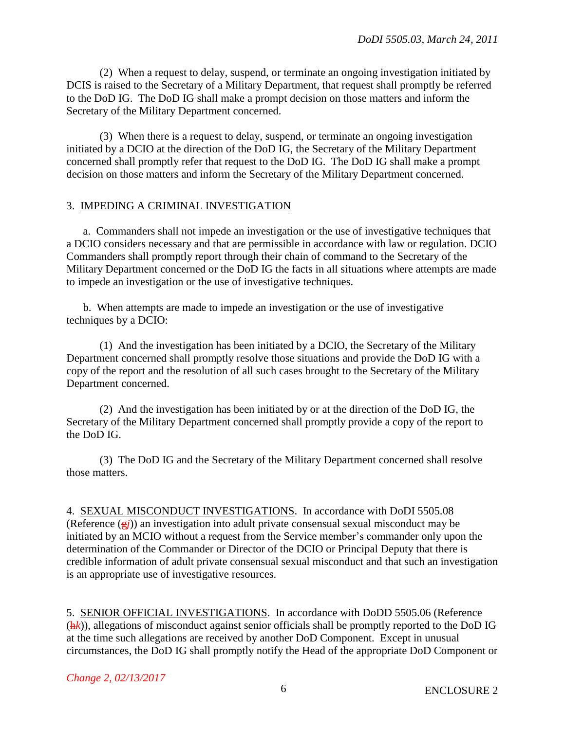(2) When a request to delay, suspend, or terminate an ongoing investigation initiated by DCIS is raised to the Secretary of a Military Department, that request shall promptly be referred to the DoD IG. The DoD IG shall make a prompt decision on those matters and inform the Secretary of the Military Department concerned.

(3) When there is a request to delay, suspend, or terminate an ongoing investigation initiated by a DCIO at the direction of the DoD IG, the Secretary of the Military Department concerned shall promptly refer that request to the DoD IG. The DoD IG shall make a prompt decision on those matters and inform the Secretary of the Military Department concerned.

3. IMPEDING A CRIMINAL INVESTIGATION

a. Commanders shall not impede an investigation or the use of investigative techniques that a DCIO considers necessary and that are permissible in accordance with law or regulation. DCIO Commanders shall promptly report through their chain of command to the Secretary of the Military Department concerned or the DoD IG the facts in all situations where attempts are made to impede an investigation or the use of investigative techniques.

b. When attempts are made to impede an investigation or the use of investigative techniques by a DCIO:

(1) And the investigation has been initiated by a DCIO, the Secretary of the Military Department concerned shall promptly resolve those situations and provide the DoD IG with a copy of the report and the resolution of all such cases brought to the Secretary of the Military Department concerned.

(2) And the investigation has been initiated by or at the direction of the DoD IG, the Secretary of the Military Department concerned shall promptly provide a copy of the report to the DoD IG.

(3) The DoD IG and the Secretary of the Military Department concerned shall resolve those matters.

4. SEXUAL MISCONDUCT INVESTIGATIONS. In accordance with DoDI 5505.08 (Reference (~~g~~*j*)) an investigation into adult private consensual sexual misconduct may be initiated by an MCIO without a request from the Service member's commander only upon the determination of the Commander or Director of the DCIO or Principal Deputy that there is credible information of adult private consensual sexual misconduct and that such an investigation is an appropriate use of investigative resources.

5. SENIOR OFFICIAL INVESTIGATIONS. In accordance with DoDD 5505.06 (Reference (~~h~~*k*)), allegations of misconduct against senior officials shall be promptly reported to the DoD IG at the time such allegations are received by another DoD Component. Except in unusual circumstances, the DoD IG shall promptly notify the Head of the appropriate DoD Component or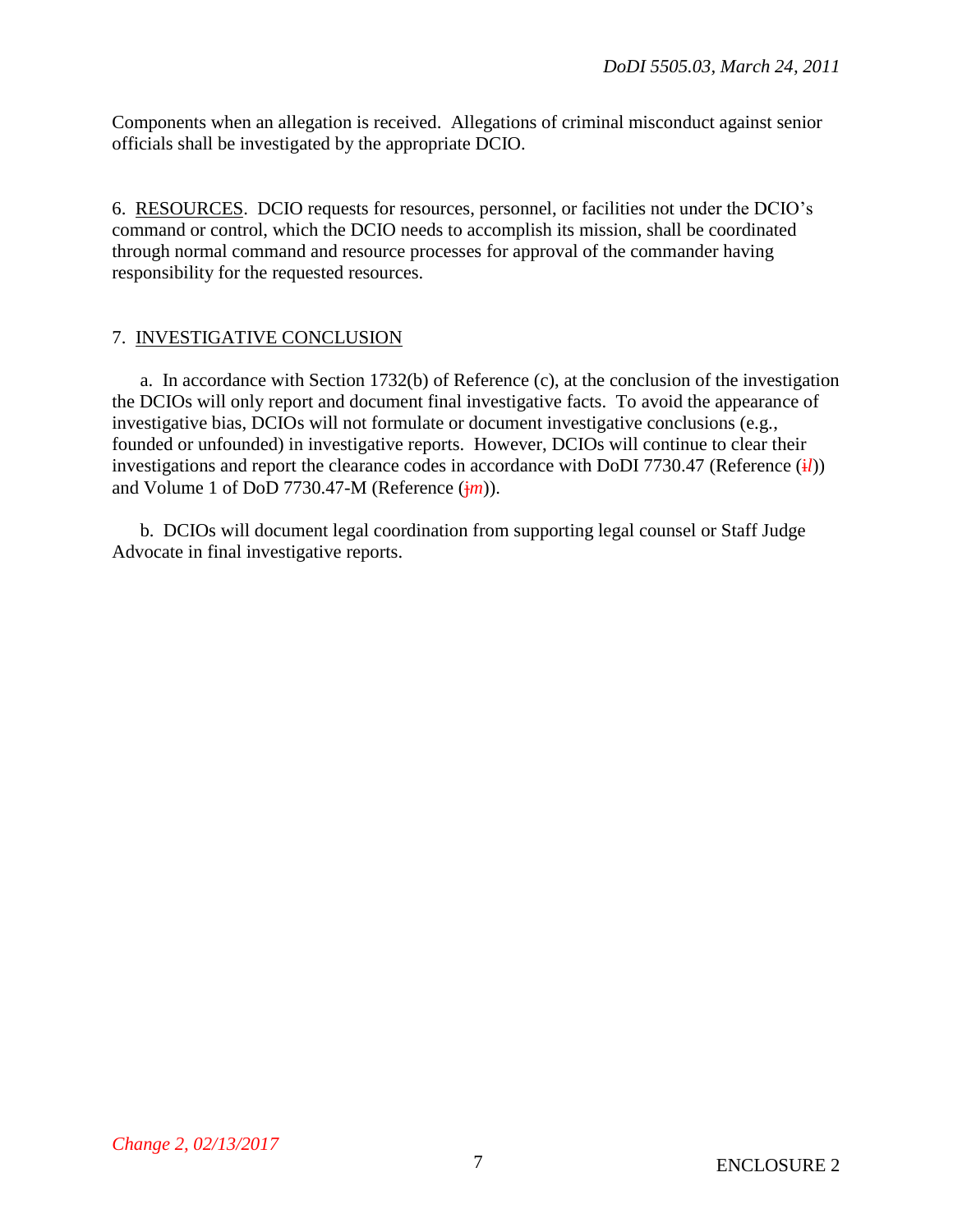Components when an allegation is received. Allegations of criminal misconduct against senior officials shall be investigated by the appropriate DCIO.

6. RESOURCES. DCIO requests for resources, personnel, or facilities not under the DCIO's command or control, which the DCIO needs to accomplish its mission, shall be coordinated through normal command and resource processes for approval of the commander having responsibility for the requested resources.

7. INVESTIGATIVE CONCLUSION

a. In accordance with Section 1732(b) of Reference (c), at the conclusion of the investigation the DCIOs will only report and document final investigative facts. To avoid the appearance of investigative bias, DCIOs will not formulate or document investigative conclusions (e.g., founded or unfounded) in investigative reports. However, DCIOs will continue to clear their investigations and report the clearance codes in accordance with DoDI 7730.47 (Reference (~~i~~*l*)) and Volume 1 of DoD 7730.47-M (Reference (~~j~~*m*)).

b. DCIOs will document legal coordination from supporting legal counsel or Staff Judge Advocate in final investigative reports.

*Change 2, 02/13/2017*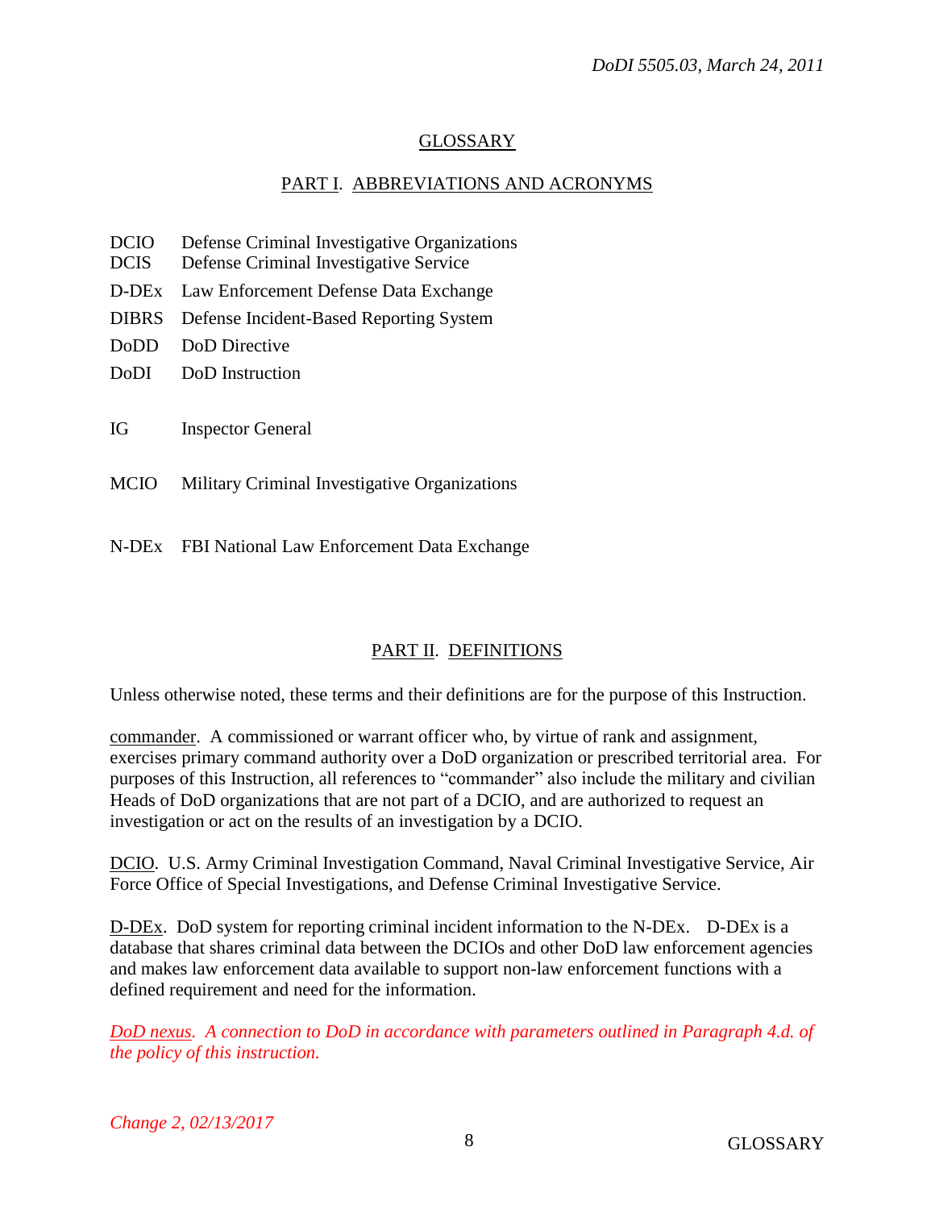## GLOSSARY

### PART I. ABBREVIATIONS AND ACRONYMS

| | |
|---|---|
| DCIO | Defense Criminal Investigative Organizations |
| DCIS | Defense Criminal Investigative Service |
| D-DEx | Law Enforcement Defense Data Exchange |
| DIBRS | Defense Incident-Based Reporting System |
| DoDD | DoD Directive |
| DoDI | DoD Instruction |
| IG | Inspector General |
| MCIO | Military Criminal Investigative Organizations |
| N-DEx | FBI National Law Enforcement Data Exchange |

### PART II. DEFINITIONS

Unless otherwise noted, these terms and their definitions are for the purpose of this Instruction.

commander. A commissioned or warrant officer who, by virtue of rank and assignment, exercises primary command authority over a DoD organization or prescribed territorial area. For purposes of this Instruction, all references to "commander" also include the military and civilian Heads of DoD organizations that are not part of a DCIO, and are authorized to request an investigation or act on the results of an investigation by a DCIO.

DCIO. U.S. Army Criminal Investigation Command, Naval Criminal Investigative Service, Air Force Office of Special Investigations, and Defense Criminal Investigative Service.

D-DEx. DoD system for reporting criminal incident information to the N-DEx. D-DEx is a database that shares criminal data between the DCIOs and other DoD law enforcement agencies and makes law enforcement data available to support non-law enforcement functions with a defined requirement and need for the information.

*DoD nexus. A connection to DoD in accordance with parameters outlined in Paragraph 4.d. of the policy of this instruction.*

*Change 2, 02/13/2017*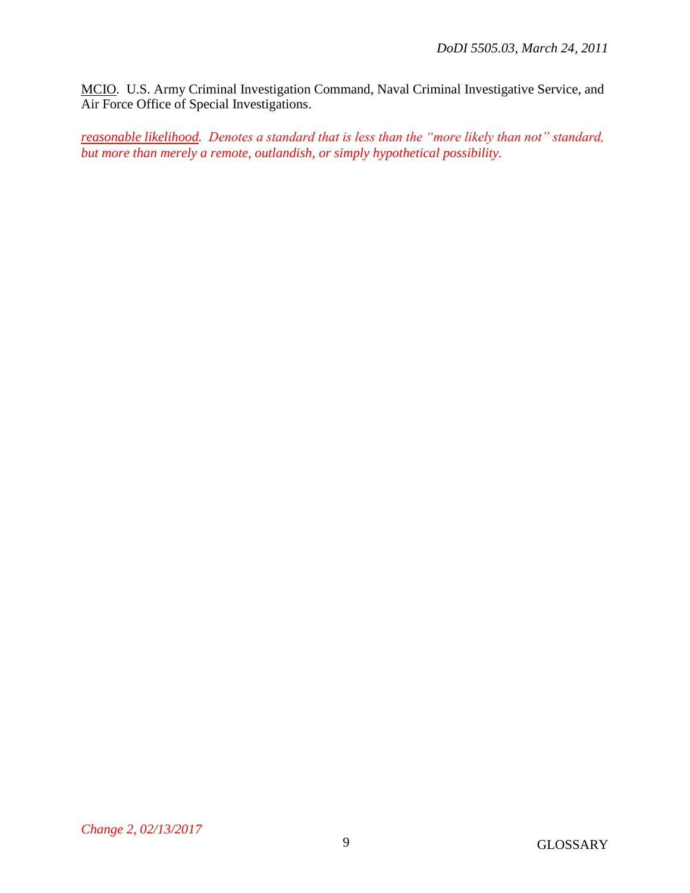MCIO. U.S. Army Criminal Investigation Command, Naval Criminal Investigative Service, and Air Force Office of Special Investigations.

*reasonable likelihood. Denotes a standard that is less than the "more likely than not" standard, but more than merely a remote, outlandish, or simply hypothetical possibility.*